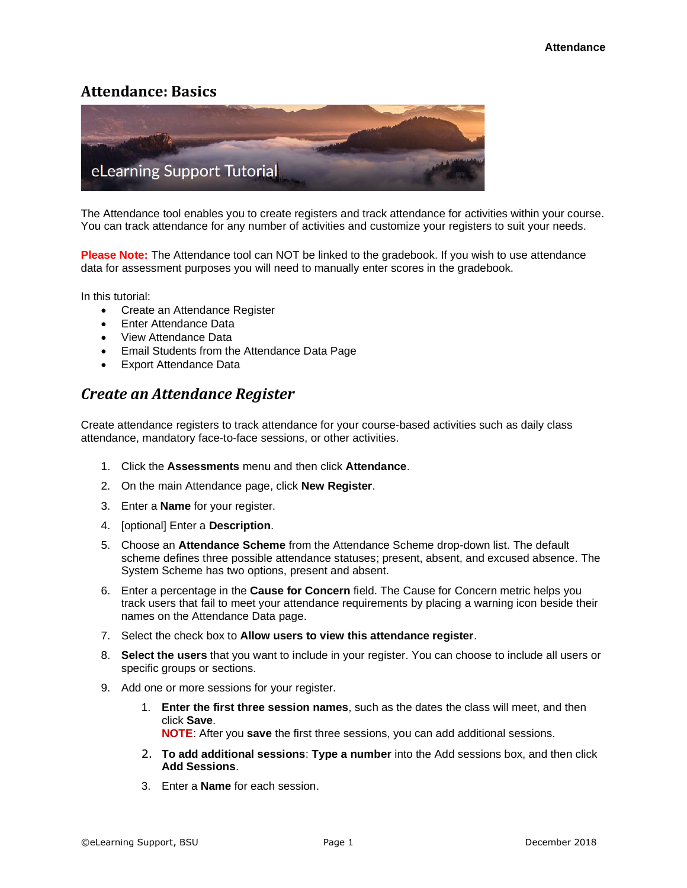# Attendance: Basics

The Attendance tool enables you to create registers and track attendance for activities within your course. You can track attendance for any number of activities and customize your registers to suit your needs.

**Please Note:** The Attendance tool can NOT be linked to the gradebook. If you wish to use attendance data for assessment purposes you will need to manually enter scores in the gradebook.

In this tutorial:

- Create an Attendance Register
- Enter Attendance Data
- View Attendance Data
- Email Students from the Attendance Data Page
- Export Attendance Data

## *Create an Attendance Register*

Create attendance registers to track attendance for your course-based activities such as daily class attendance, mandatory face-to-face sessions, or other activities.

1. Click the **Assessments** menu and then click **Attendance**.
2. On the main Attendance page, click **New Register**.
3. Enter a **Name** for your register.
4. [optional] Enter a **Description**.
5. Choose an **Attendance Scheme** from the Attendance Scheme drop-down list. The default scheme defines three possible attendance statuses; present, absent, and excused absence. The System Scheme has two options, present and absent.
6. Enter a percentage in the **Cause for Concern** field. The Cause for Concern metric helps you track users that fail to meet your attendance requirements by placing a warning icon beside their names on the Attendance Data page.
7. Select the check box to **Allow users to view this attendance register**.
8. **Select the users** that you want to include in your register. You can choose to include all users or specific groups or sections.
9. Add one or more sessions for your register.
    1. **Enter the first three session names**, such as the dates the class will meet, and then click **Save**.
       **NOTE**: After you **save** the first three sessions, you can add additional sessions.
    2. **To add additional sessions**: **Type a number** into the Add sessions box, and then click **Add Sessions**.
    3. Enter a **Name** for each session.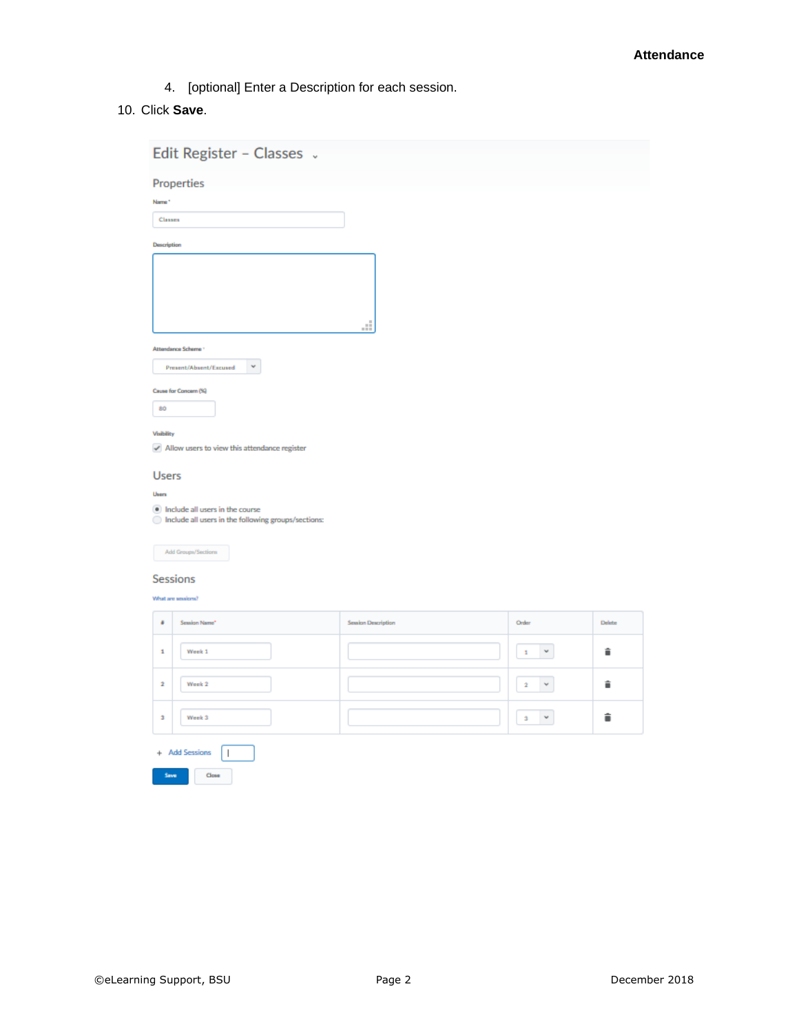4. [optional] Enter a Description for each session.

10. Click **Save**.

Edit Register – Classes

Properties

Name *

Classes

Description

Attendance Scheme *

Present/Absent/Excused

Cause for Concern (%)

80

Visibility

Allow users to view this attendance register

Users

Users

Include all users in the course

Include all users in the following groups/sections:

Add Groups/Sections

Sessions

What are sessions?

| # | Session Name* | Session Description | Order | Delete |
|---|---|---|---|---|
| 1 | Week 1 | | 1 | |
| 2 | Week 2 | | 2 | |
| 3 | Week 3 | | 3 | |

+ Add Sessions

Save Close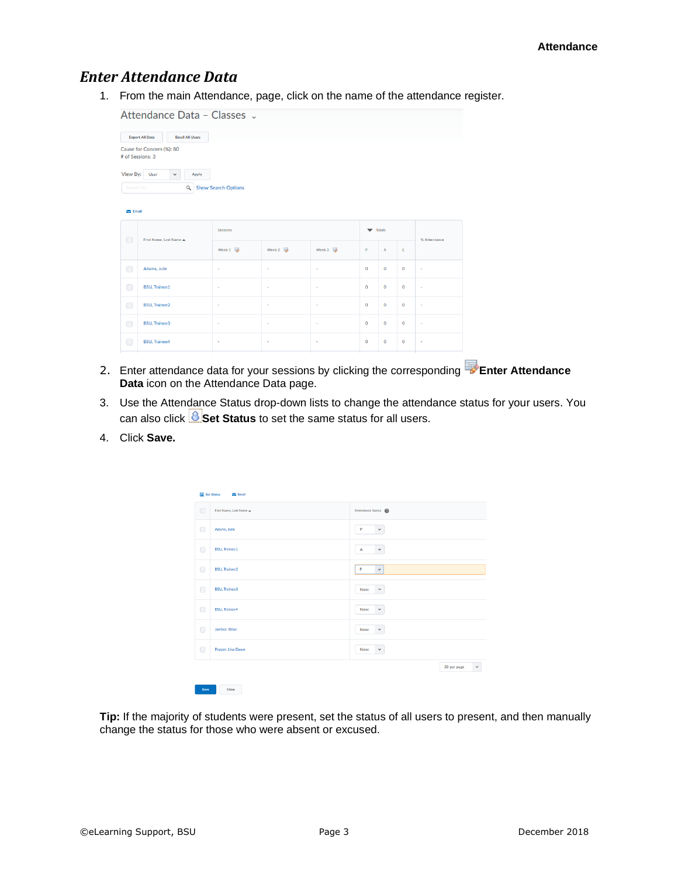## *Enter Attendance Data*

1. From the main Attendance, page, click on the name of the attendance register.

2. Enter attendance data for your sessions by clicking the corresponding **Enter Attendance Data** icon on the Attendance Data page.

3. Use the Attendance Status drop-down lists to change the attendance status for your users. You can also click **Set Status** to set the same status for all users.

4. Click **Save.**

**Tip:** If the majority of students were present, set the status of all users to present, and then manually change the status for those who were absent or excused.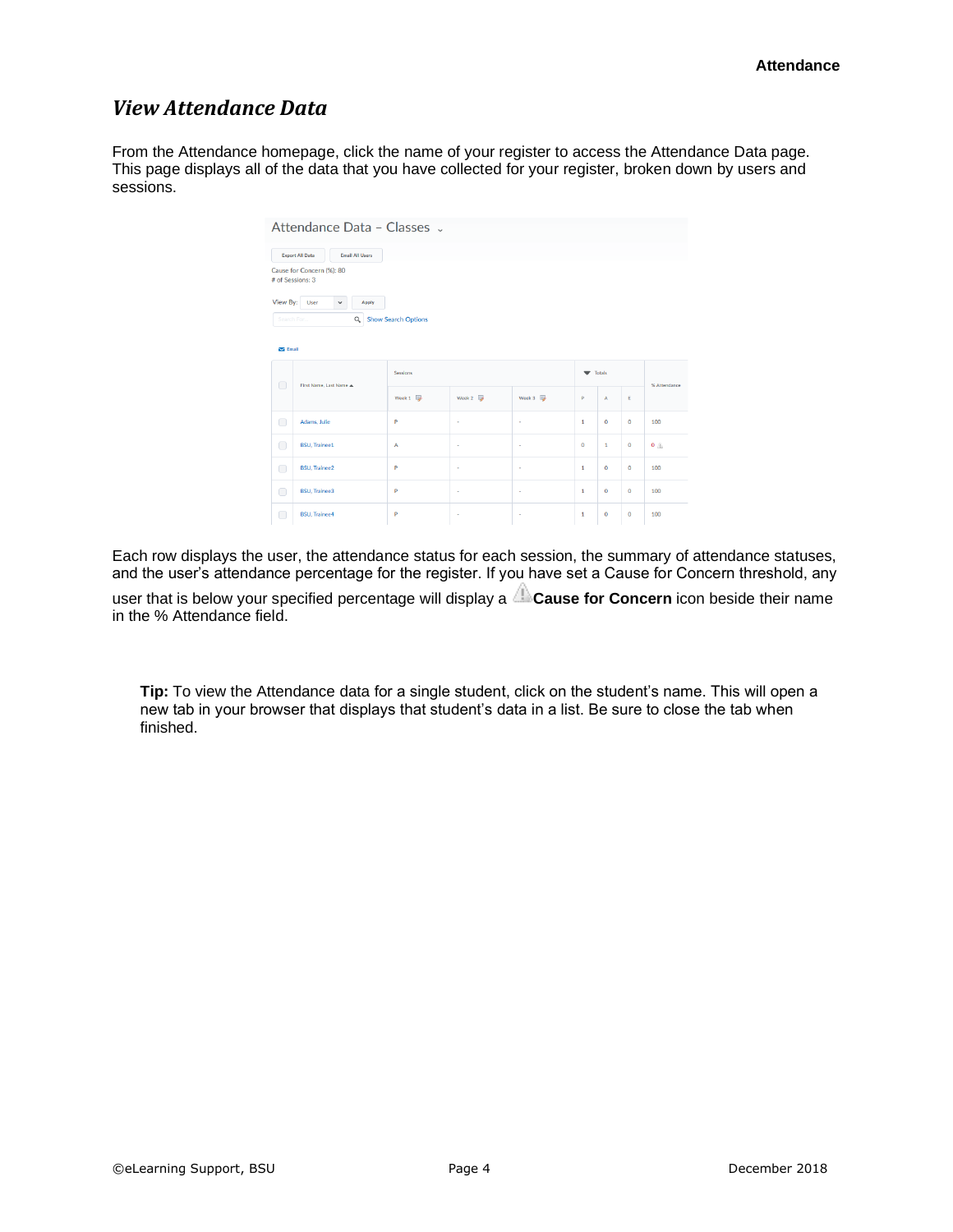## *View Attendance Data*

From the Attendance homepage, click the name of your register to access the Attendance Data page. This page displays all of the data that you have collected for your register, broken down by users and sessions.

Attendance Data – Classes

Export All Data | Email All Users

Cause for Concern (%): 80
# of Sessions: 3

View By: User | Apply

Show Search Options

Email

| | First Name, Last Name ▲ | Sessions | | | Totals | | | % Attendance |
|---|---|---|---|---|---|---|---|---|
| | | Week 1 | Week 2 | Week 3 | P | A | E | |
| | Adams, Julie | P | - | - | 1 | 0 | 0 | 100 |
| | BSU, Trainee1 | A | - | - | 0 | 1 | 0 | 0 ⚠ |
| | BSU, Trainee2 | P | - | - | 1 | 0 | 0 | 100 |
| | BSU, Trainee3 | P | - | - | 1 | 0 | 0 | 100 |
| | BSU, Trainee4 | P | - | - | 1 | 0 | 0 | 100 |

Each row displays the user, the attendance status for each session, the summary of attendance statuses, and the user's attendance percentage for the register. If you have set a Cause for Concern threshold, any user that is below your specified percentage will display a ⚠ **Cause for Concern** icon beside their name in the % Attendance field.

**Tip:** To view the Attendance data for a single student, click on the student's name. This will open a new tab in your browser that displays that student's data in a list. Be sure to close the tab when finished.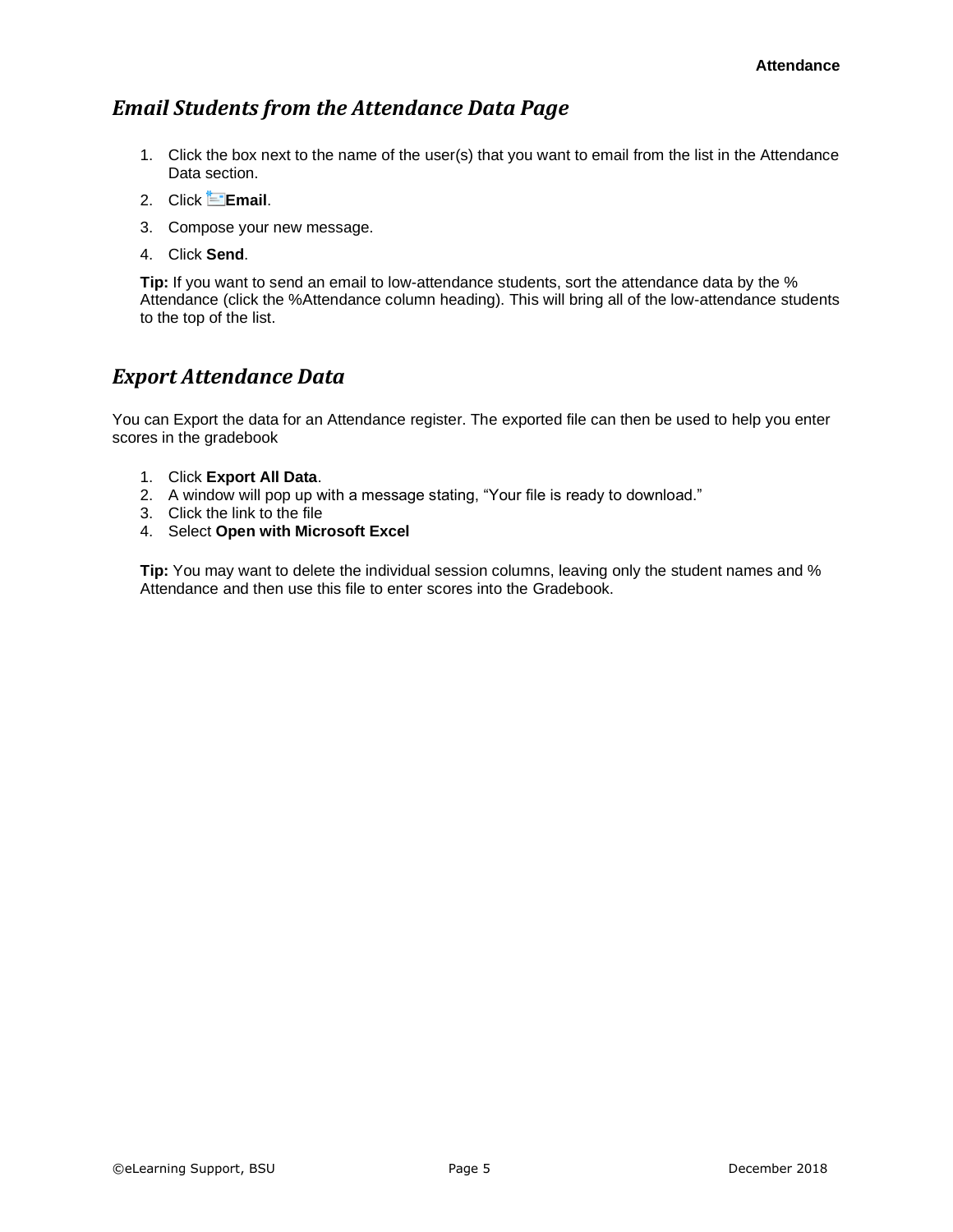## *Email Students from the Attendance Data Page*

1. Click the box next to the name of the user(s) that you want to email from the list in the Attendance Data section.
2. Click **Email**.
3. Compose your new message.
4. Click **Send**.

**Tip:** If you want to send an email to low-attendance students, sort the attendance data by the % Attendance (click the %Attendance column heading). This will bring all of the low-attendance students to the top of the list.

## *Export Attendance Data*

You can Export the data for an Attendance register. The exported file can then be used to help you enter scores in the gradebook

1. Click **Export All Data**.
2. A window will pop up with a message stating, "Your file is ready to download."
3. Click the link to the file
4. Select **Open with Microsoft Excel**

**Tip:** You may want to delete the individual session columns, leaving only the student names and % Attendance and then use this file to enter scores into the Gradebook.